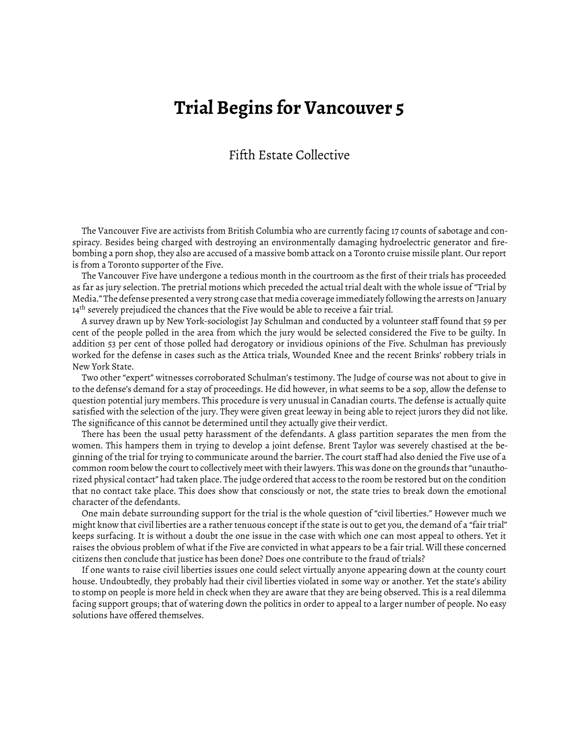# Trial Begins for Vancouver 5

Fifth Estate Collective

The Vancouver Five are activists from British Columbia who are currently facing 17 counts of sabotage and conspiracy. Besides being charged with destroying an environmentally damaging hydroelectric generator and firebombing a porn shop, they also are accused of a massive bomb attack on a Toronto cruise missile plant. Our report is from a Toronto supporter of the Five.

The Vancouver Five have undergone a tedious month in the courtroom as the first of their trials has proceeded as far as jury selection. The pretrial motions which preceded the actual trial dealt with the whole issue of "Trial by Media." The defense presented a very strong case that media coverage immediately following the arrests on January 14th severely prejudiced the chances that the Five would be able to receive a fair trial.

A survey drawn up by New York-sociologist Jay Schulman and conducted by a volunteer staff found that 59 per cent of the people polled in the area from which the jury would be selected considered the Five to be guilty. In addition 53 per cent of those polled had derogatory or invidious opinions of the Five. Schulman has previously worked for the defense in cases such as the Attica trials, Wounded Knee and the recent Brinks' robbery trials in New York State.

Two other "expert" witnesses corroborated Schulman's testimony. The Judge of course was not about to give in to the defense's demand for a stay of proceedings. He did however, in what seems to be a sop, allow the defense to question potential jury members. This procedure is very unusual in Canadian courts. The defense is actually quite satisfied with the selection of the jury. They were given great leeway in being able to reject jurors they did not like. The significance of this cannot be determined until they actually give their verdict.

There has been the usual petty harassment of the defendants. A glass partition separates the men from the women. This hampers them in trying to develop a joint defense. Brent Taylor was severely chastised at the beginning of the trial for trying to communicate around the barrier. The court staff had also denied the Five use of a common room below the court to collectively meet with their lawyers. This was done on the grounds that "unauthorized physical contact" had taken place. The judge ordered that access to the room be restored but on the condition that no contact take place. This does show that consciously or not, the state tries to break down the emotional character of the defendants.

One main debate surrounding support for the trial is the whole question of "civil liberties." However much we might know that civil liberties are a rather tenuous concept if the state is out to get you, the demand of a "fair trial" keeps surfacing. It is without a doubt the one issue in the case with which one can most appeal to others. Yet it raises the obvious problem of what if the Five are convicted in what appears to be a fair trial. Will these concerned citizens then conclude that justice has been done? Does one contribute to the fraud of trials?

If one wants to raise civil liberties issues one could select virtually anyone appearing down at the county court house. Undoubtedly, they probably had their civil liberties violated in some way or another. Yet the state's ability to stomp on people is more held in check when they are aware that they are being observed. This is a real dilemma facing support groups; that of watering down the politics in order to appeal to a larger number of people. No easy solutions have offered themselves.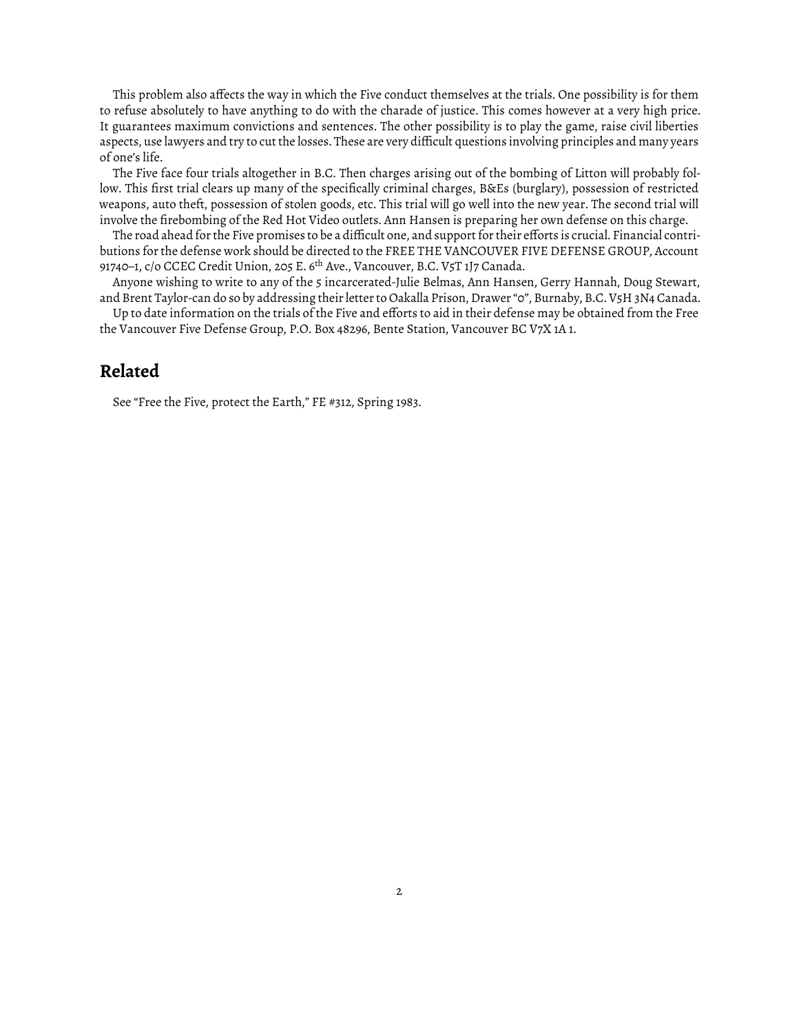This problem also affects the way in which the Five conduct themselves at the trials. One possibility is for them to refuse absolutely to have anything to do with the charade of justice. This comes however at a very high price. It guarantees maximum convictions and sentences. The other possibility is to play the game, raise civil liberties aspects, use lawyers and try to cut the losses. These are very difficult questions involving principles and many years of one's life.

The Five face four trials altogether in B.C. Then charges arising out of the bombing of Litton will probably follow. This first trial clears up many of the specifically criminal charges, B&Es (burglary), possession of restricted weapons, auto theft, possession of stolen goods, etc. This trial will go well into the new year. The second trial will involve the firebombing of the Red Hot Video outlets. Ann Hansen is preparing her own defense on this charge.

The road ahead for the Five promises to be a difficult one, and support for their efforts is crucial. Financial contributions for the defense work should be directed to the FREE THE VANCOUVER FIVE DEFENSE GROUP, Account 91740–1, c/o CCEC Credit Union, 205 E. 6th Ave., Vancouver, B.C. V5T 1J7 Canada.

Anyone wishing to write to any of the 5 incarcerated-Julie Belmas, Ann Hansen, Gerry Hannah, Doug Stewart, and Brent Taylor-can do so by addressing their letter to Oakalla Prison, Drawer "o", Burnaby, B.C. V5H 3N4 Canada.

Up to date information on the trials of the Five and efforts to aid in their defense may be obtained from the Free the Vancouver Five Defense Group, P.O. Box 48296, Bente Station, Vancouver BC V7X 1A 1.

## Related

See "Free the Five, protect the Earth," FE #312, Spring 1983.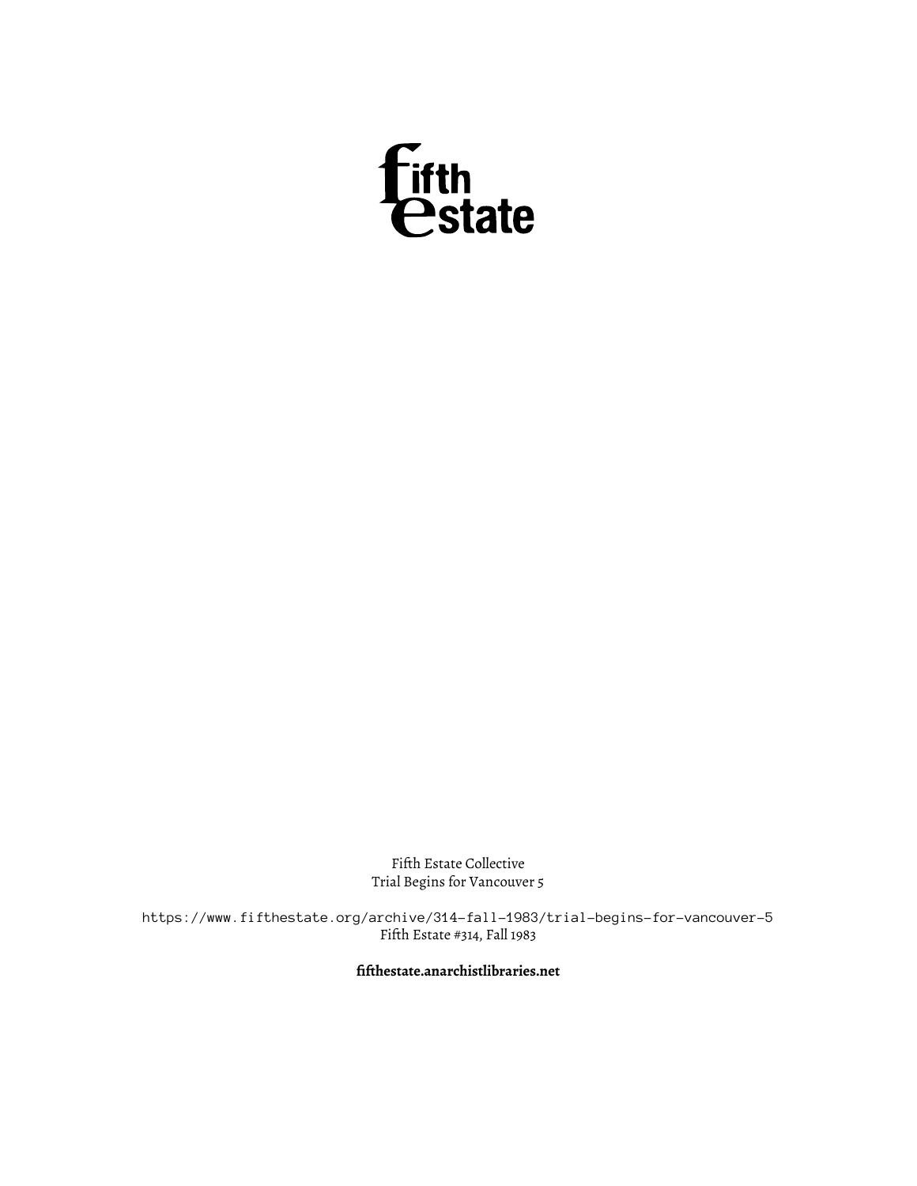Fifth Estate Collective
Trial Begins for Vancouver 5

https://www.fifthestate.org/archive/314-fall-1983/trial-begins-for-vancouver-5
Fifth Estate #314, Fall 1983

**fifthestate.anarchistlibraries.net**